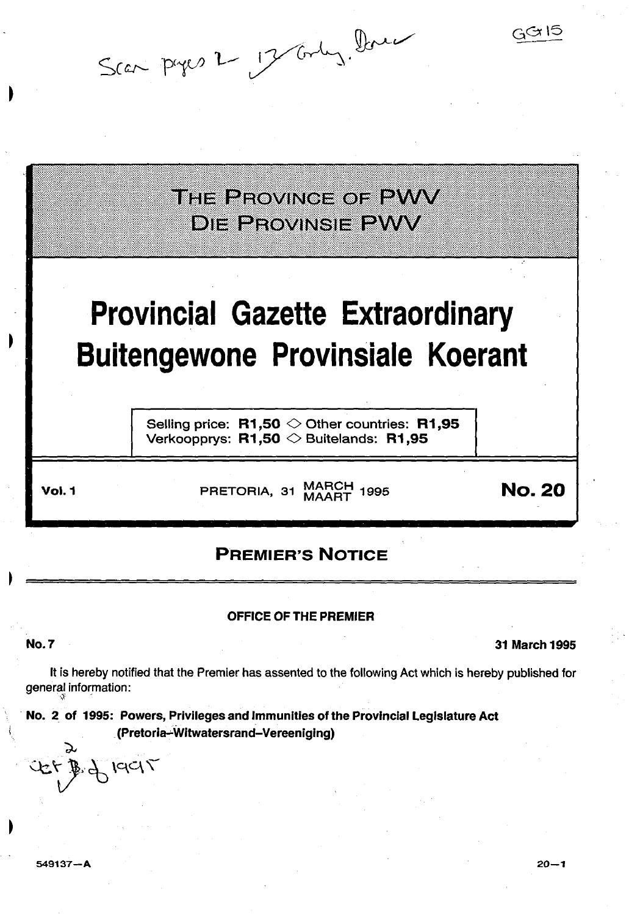THE PROVINCE OF PWV

DIE PROVINSIE PWV

# Provincial Gazette Extraordinary

# Buitengewone Provinsiale Koerant

Selling price: **R1,50** ◇ Other countries: **R1,95**
Verkoopprys: **R1,50** ◇ Buitelands: **R1,95**

**Vol. 1** PRETORIA, 31 MARCH MAART 1995 **No. 20**

## PREMIER'S NOTICE

**OFFICE OF THE PREMIER**

**No. 7** **31 March 1995**

It is hereby notified that the Premier has assented to the following Act which is hereby published for general information:

**No. 2 of 1995: Powers, Privileges and Immunities of the Provincial Legislature Act (Pretoria–Witwatersrand–Vereeniging)**

549137—A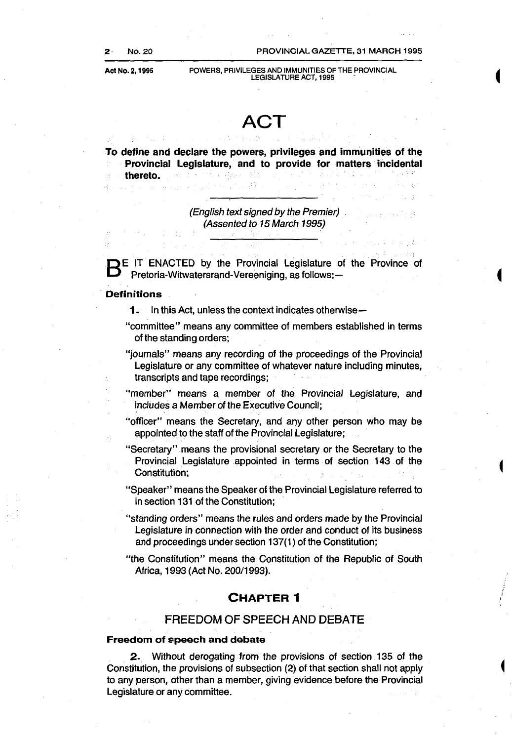# ACT

**To define and declare the powers, privileges and immunities of the Provincial Legislature, and to provide for matters incidental thereto.**

*(English text signed by the Premier)*
*(Assented to 15 March 1995)*

BE IT ENACTED by the Provincial Legislature of the Province of Pretoria-Witwatersrand-Vereeniging, as follows:—

### Definitions

**1.** In this Act, unless the context indicates otherwise—

"committee" means any committee of members established in terms of the standing orders;

"journals" means any recording of the proceedings of the Provincial Legislature or any committee of whatever nature including minutes, transcripts and tape recordings;

"member" means a member of the Provincial Legislature, and includes a Member of the Executive Council;

"officer" means the Secretary, and any other person who may be appointed to the staff of the Provincial Legislature;

"Secretary" means the provisional secretary or the Secretary to the Provincial Legislature appointed in terms of section 143 of the Constitution;

"Speaker" means the Speaker of the Provincial Legislature referred to in section 131 of the Constitution;

"standing orders" means the rules and orders made by the Provincial Legislature in connection with the order and conduct of its business and proceedings under section 137(1) of the Constitution;

"the Constitution" means the Constitution of the Republic of South Africa, 1993 (Act No. 200/1993).

## CHAPTER 1

## FREEDOM OF SPEECH AND DEBATE

### Freedom of speech and debate

**2.** Without derogating from the provisions of section 135 of the Constitution, the provisions of subsection (2) of that section shall not apply to any person, other than a member, giving evidence before the Provincial Legislature or any committee.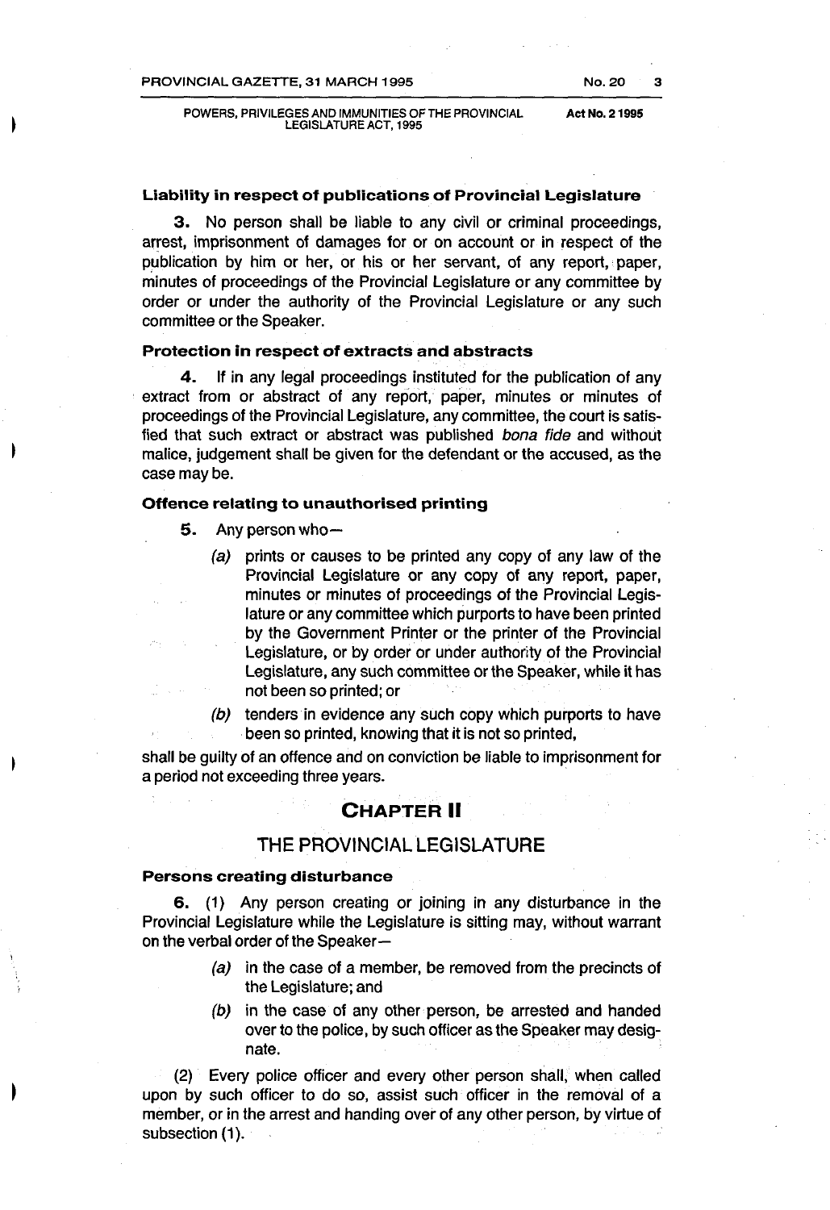### Liability in respect of publications of Provincial Legislature

**3.** No person shall be liable to any civil or criminal proceedings, arrest, imprisonment of damages for or on account or in respect of the publication by him or her, or his or her servant, of any report, paper, minutes of proceedings of the Provincial Legislature or any committee by order or under the authority of the Provincial Legislature or any such committee or the Speaker.

### Protection in respect of extracts and abstracts

**4.** If in any legal proceedings instituted for the publication of any extract from or abstract of any report, paper, minutes or minutes of proceedings of the Provincial Legislature, any committee, the court is satisfied that such extract or abstract was published *bona fide* and without malice, judgement shall be given for the defendant or the accused, as the case may be.

### Offence relating to unauthorised printing

**5.** Any person who—

*(a)* prints or causes to be printed any copy of any law of the Provincial Legislature or any copy of any report, paper, minutes or minutes of proceedings of the Provincial Legislature or any committee which purports to have been printed by the Government Printer or the printer of the Provincial Legislature, or by order or under authority of the Provincial Legislature, any such committee or the Speaker, while it has not been so printed; or

*(b)* tenders in evidence any such copy which purports to have been so printed, knowing that it is not so printed,

shall be guilty of an offence and on conviction be liable to imprisonment for a period not exceeding three years.

## CHAPTER II

## THE PROVINCIAL LEGISLATURE

### Persons creating disturbance

**6.** (1) Any person creating or joining in any disturbance in the Provincial Legislature while the Legislature is sitting may, without warrant on the verbal order of the Speaker—

*(a)* in the case of a member, be removed from the precincts of the Legislature; and

*(b)* in the case of any other person, be arrested and handed over to the police, by such officer as the Speaker may designate.

(2) Every police officer and every other person shall, when called upon by such officer to do so, assist such officer in the removal of a member, or in the arrest and handing over of any other person, by virtue of subsection (1).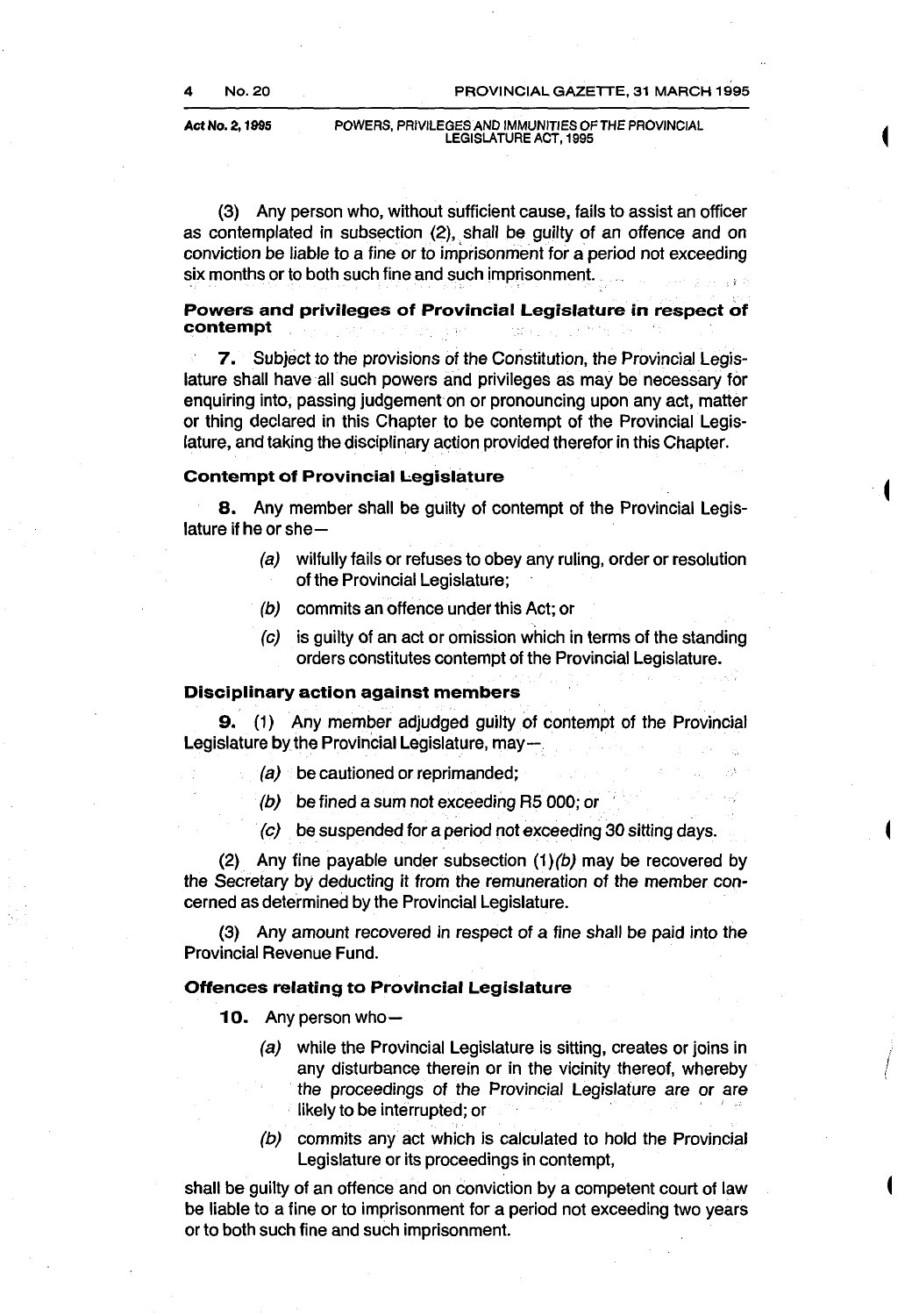(3) Any person who, without sufficient cause, fails to assist an officer as contemplated in subsection (2), shall be guilty of an offence and on conviction be liable to a fine or to imprisonment for a period not exceeding six months or to both such fine and such imprisonment.

**Powers and privileges of Provincial Legislature in respect of contempt**

**7.** Subject to the provisions of the Constitution, the Provincial Legislature shall have all such powers and privileges as may be necessary for enquiring into, passing judgement on or pronouncing upon any act, matter or thing declared in this Chapter to be contempt of the Provincial Legislature, and taking the disciplinary action provided therefor in this Chapter.

**Contempt of Provincial Legislature**

**8.** Any member shall be guilty of contempt of the Provincial Legislature if he or she—

*(a)* wilfully fails or refuses to obey any ruling, order or resolution of the Provincial Legislature;

*(b)* commits an offence under this Act; or

*(c)* is guilty of an act or omission which in terms of the standing orders constitutes contempt of the Provincial Legislature.

**Disciplinary action against members**

**9.** (1) Any member adjudged guilty of contempt of the Provincial Legislature by the Provincial Legislature, may—

*(a)* be cautioned or reprimanded;

*(b)* be fined a sum not exceeding R5 000; or

*(c)* be suspended for a period not exceeding 30 sitting days.

(2) Any fine payable under subsection (1)*(b)* may be recovered by the Secretary by deducting it from the remuneration of the member concerned as determined by the Provincial Legislature.

(3) Any amount recovered in respect of a fine shall be paid into the Provincial Revenue Fund.

**Offences relating to Provincial Legislature**

**10.** Any person who—

*(a)* while the Provincial Legislature is sitting, creates or joins in any disturbance therein or in the vicinity thereof, whereby the proceedings of the Provincial Legislature are or are likely to be interrupted; or

*(b)* commits any act which is calculated to hold the Provincial Legislature or its proceedings in contempt,

shall be guilty of an offence and on conviction by a competent court of law be liable to a fine or to imprisonment for a period not exceeding two years or to both such fine and such imprisonment.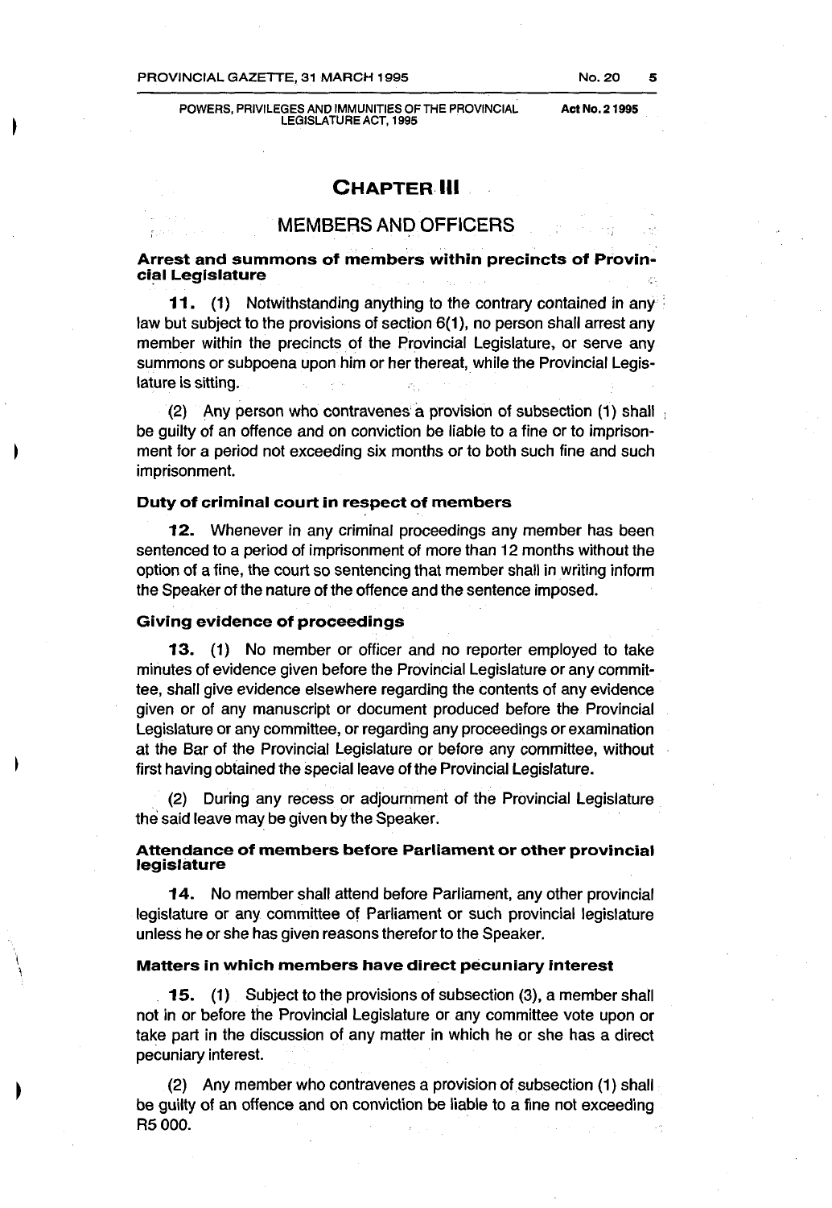## CHAPTER III

## MEMBERS AND OFFICERS

### Arrest and summons of members within precincts of Provincial Legislature

**11.** (1) Notwithstanding anything to the contrary contained in any law but subject to the provisions of section 6(1), no person shall arrest any member within the precincts of the Provincial Legislature, or serve any summons or subpoena upon him or her thereat, while the Provincial Legislature is sitting.

(2) Any person who contravenes a provision of subsection (1) shall be guilty of an offence and on conviction be liable to a fine or to imprisonment for a period not exceeding six months or to both such fine and such imprisonment.

### Duty of criminal court in respect of members

**12.** Whenever in any criminal proceedings any member has been sentenced to a period of imprisonment of more than 12 months without the option of a fine, the court so sentencing that member shall in writing inform the Speaker of the nature of the offence and the sentence imposed.

### Giving evidence of proceedings

**13.** (1) No member or officer and no reporter employed to take minutes of evidence given before the Provincial Legislature or any committee, shall give evidence elsewhere regarding the contents of any evidence given or of any manuscript or document produced before the Provincial Legislature or any committee, or regarding any proceedings or examination at the Bar of the Provincial Legislature or before any committee, without first having obtained the special leave of the Provincial Legislature.

(2) During any recess or adjournment of the Provincial Legislature the said leave may be given by the Speaker.

### Attendance of members before Parliament or other provincial legislature

**14.** No member shall attend before Parliament, any other provincial legislature or any committee of Parliament or such provincial legislature unless he or she has given reasons therefor to the Speaker.

### Matters in which members have direct pecuniary interest

**15.** (1) Subject to the provisions of subsection (3), a member shall not in or before the Provincial Legislature or any committee vote upon or take part in the discussion of any matter in which he or she has a direct pecuniary interest.

(2) Any member who contravenes a provision of subsection (1) shall be guilty of an offence and on conviction be liable to a fine not exceeding R5 000.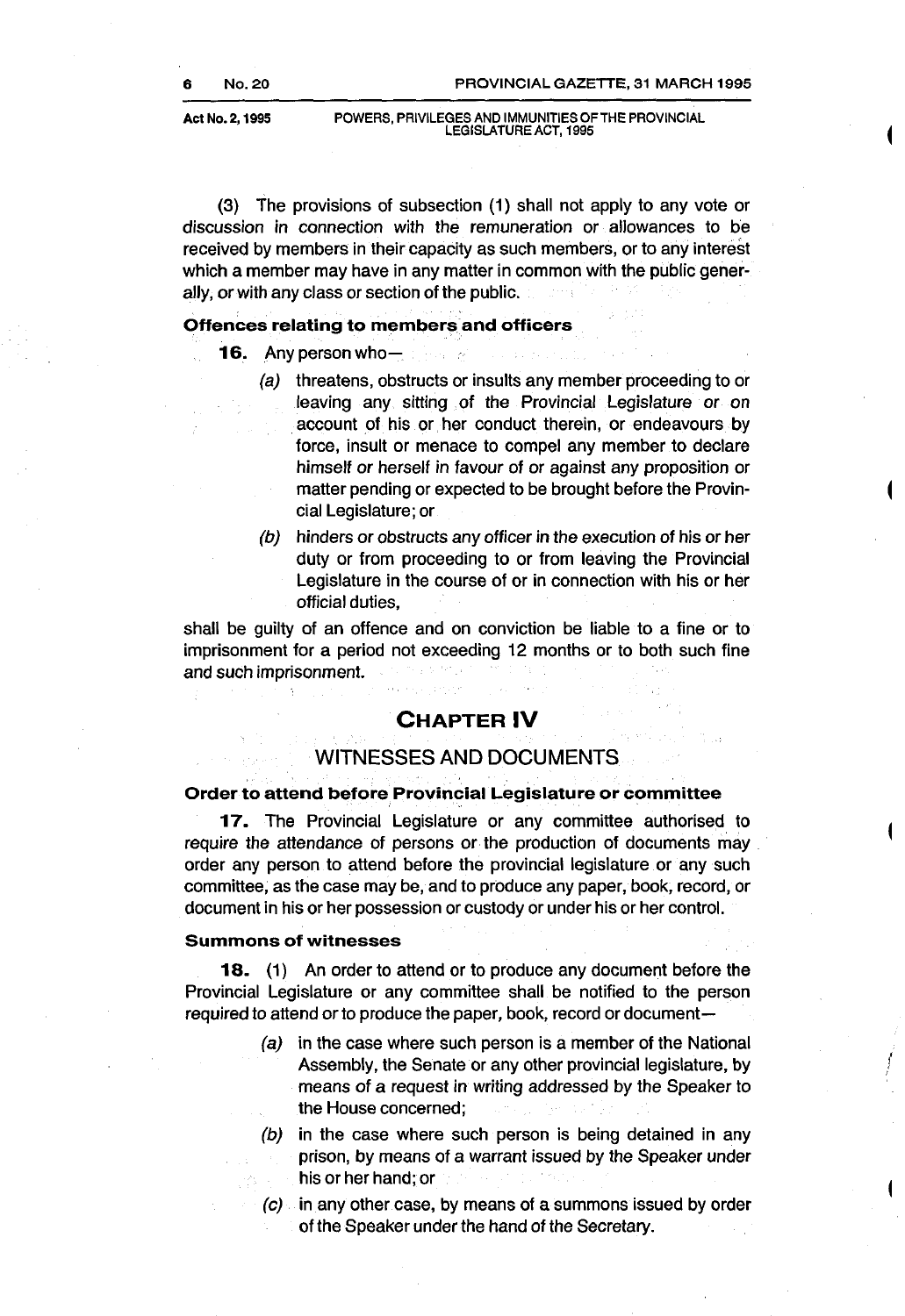(3) The provisions of subsection (1) shall not apply to any vote or discussion in connection with the remuneration or allowances to be received by members in their capacity as such members, or to any interest which a member may have in any matter in common with the public generally, or with any class or section of the public.

**Offences relating to members and officers**

**16.** Any person who—

(a) threatens, obstructs or insults any member proceeding to or leaving any sitting of the Provincial Legislature or on account of his or her conduct therein, or endeavours by force, insult or menace to compel any member to declare himself or herself in favour of or against any proposition or matter pending or expected to be brought before the Provincial Legislature; or

(b) hinders or obstructs any officer in the execution of his or her duty or from proceeding to or from leaving the Provincial Legislature in the course of or in connection with his or her official duties,

shall be guilty of an offence and on conviction be liable to a fine or to imprisonment for a period not exceeding 12 months or to both such fine and such imprisonment.

## CHAPTER IV

## WITNESSES AND DOCUMENTS

**Order to attend before Provincial Legislature or committee**

**17.** The Provincial Legislature or any committee authorised to require the attendance of persons or the production of documents may order any person to attend before the provincial legislature or any such committee, as the case may be, and to produce any paper, book, record, or document in his or her possession or custody or under his or her control.

**Summons of witnesses**

**18.** (1) An order to attend or to produce any document before the Provincial Legislature or any committee shall be notified to the person required to attend or to produce the paper, book, record or document—

(a) in the case where such person is a member of the National Assembly, the Senate or any other provincial legislature, by means of a request in writing addressed by the Speaker to the House concerned;

(b) in the case where such person is being detained in any prison, by means of a warrant issued by the Speaker under his or her hand; or

(c) in any other case, by means of a summons issued by order of the Speaker under the hand of the Secretary.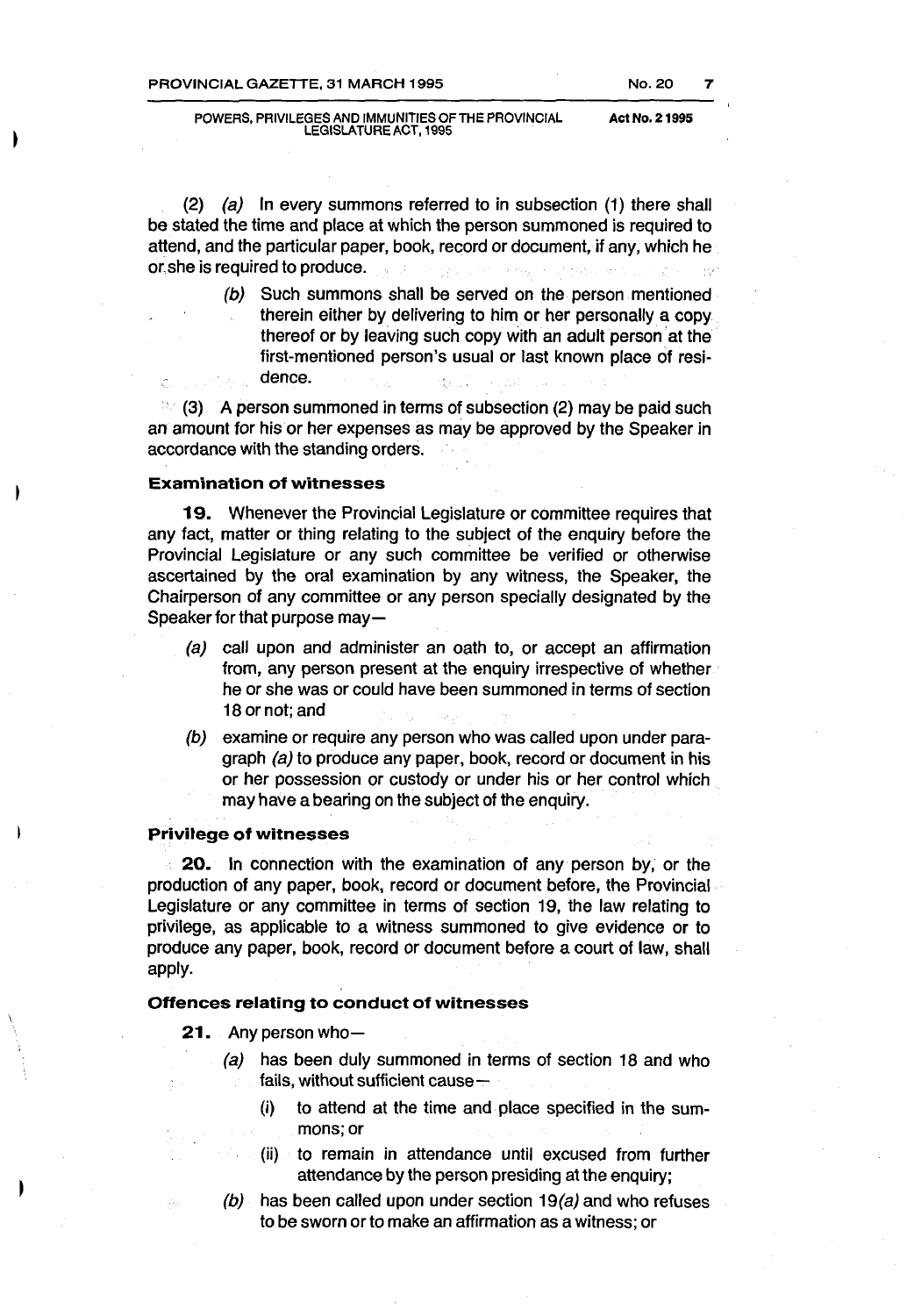(2) *(a)* In every summons referred to in subsection (1) there shall be stated the time and place at which the person summoned is required to attend, and the particular paper, book, record or document, if any, which he or she is required to produce.

*(b)* Such summons shall be served on the person mentioned therein either by delivering to him or her personally a copy thereof or by leaving such copy with an adult person at the first-mentioned person's usual or last known place of residence.

(3) A person summoned in terms of subsection (2) may be paid such an amount for his or her expenses as may be approved by the Speaker in accordance with the standing orders.

### Examination of witnesses

**19.** Whenever the Provincial Legislature or committee requires that any fact, matter or thing relating to the subject of the enquiry before the Provincial Legislature or any such committee be verified or otherwise ascertained by the oral examination by any witness, the Speaker, the Chairperson of any committee or any person specially designated by the Speaker for that purpose may—

*(a)* call upon and administer an oath to, or accept an affirmation from, any person present at the enquiry irrespective of whether he or she was or could have been summoned in terms of section 18 or not; and

*(b)* examine or require any person who was called upon under paragraph *(a)* to produce any paper, book, record or document in his or her possession or custody or under his or her control which may have a bearing on the subject of the enquiry.

### Privilege of witnesses

**20.** In connection with the examination of any person by, or the production of any paper, book, record or document before, the Provincial Legislature or any committee in terms of section 19, the law relating to privilege, as applicable to a witness summoned to give evidence or to produce any paper, book, record or document before a court of law, shall apply.

### Offences relating to conduct of witnesses

**21.** Any person who—

*(a)* has been duly summoned in terms of section 18 and who fails, without sufficient cause—

(i) to attend at the time and place specified in the summons; or

(ii) to remain in attendance until excused from further attendance by the person presiding at the enquiry;

*(b)* has been called upon under section 19*(a)* and who refuses to be sworn or to make an affirmation as a witness; or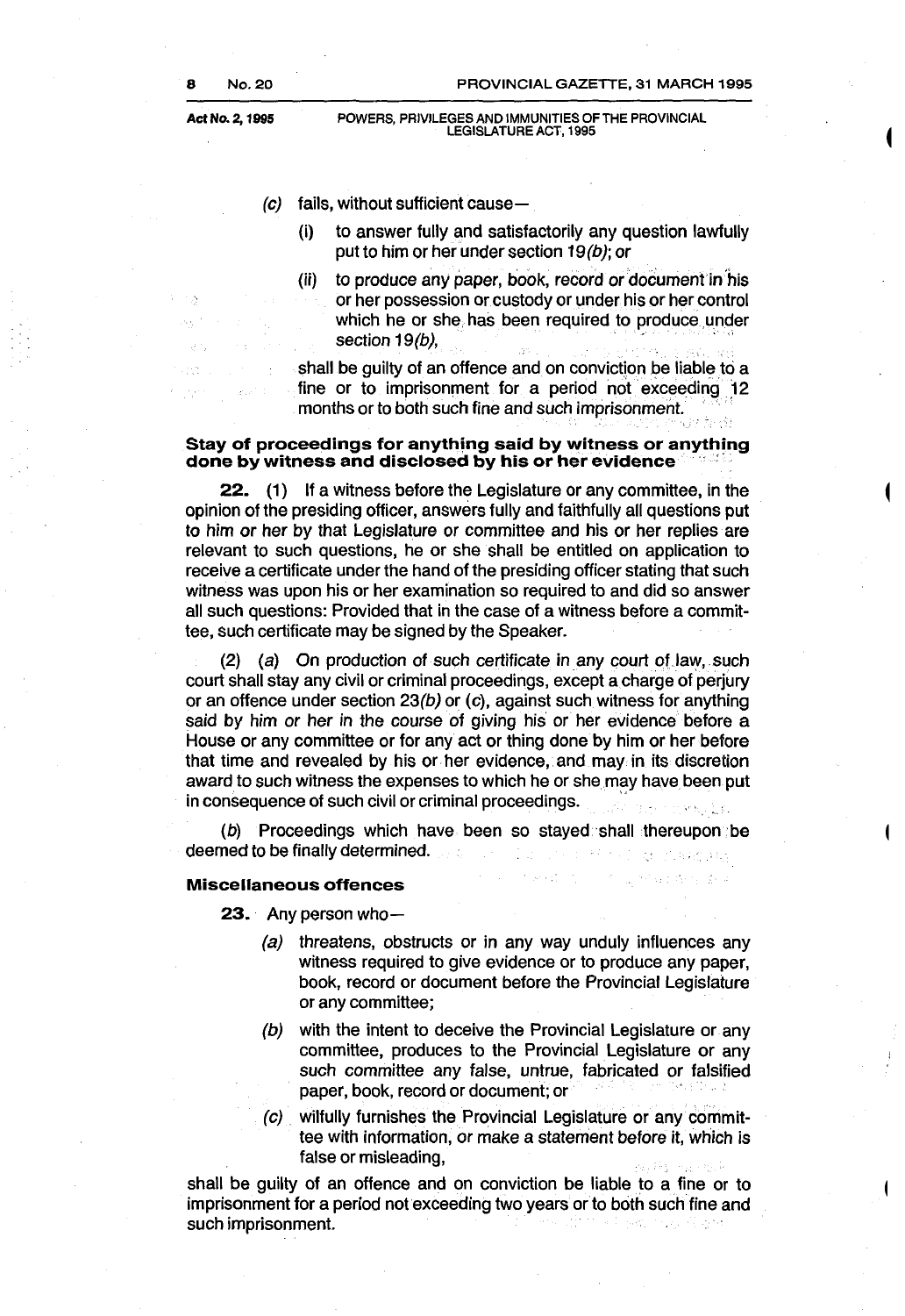(c) fails, without sufficient cause—

(i) to answer fully and satisfactorily any question lawfully put to him or her under section 19*(b)*; or

(ii) to produce any paper, book, record or document in his or her possession or custody or under his or her control which he or she has been required to produce under section 19*(b)*,

shall be guilty of an offence and on conviction be liable to a fine or to imprisonment for a period not exceeding 12 months or to both such fine and such imprisonment.

**Stay of proceedings for anything said by witness or anything done by witness and disclosed by his or her evidence**

**22.** (1) If a witness before the Legislature or any committee, in the opinion of the presiding officer, answers fully and faithfully all questions put to him or her by that Legislature or committee and his or her replies are relevant to such questions, he or she shall be entitled on application to receive a certificate under the hand of the presiding officer stating that such witness was upon his or her examination so required to and did so answer all such questions: Provided that in the case of a witness before a committee, such certificate may be signed by the Speaker.

(2) *(a)* On production of such certificate in any court of law, such court shall stay any civil or criminal proceedings, except a charge of perjury or an offence under section 23*(b)* or *(c)*, against such witness for anything said by him or her in the course of giving his or her evidence before a House or any committee or for any act or thing done by him or her before that time and revealed by his or her evidence, and may in its discretion award to such witness the expenses to which he or she may have been put in consequence of such civil or criminal proceedings.

*(b)* Proceedings which have been so stayed shall thereupon be deemed to be finally determined.

**Miscellaneous offences**

**23.** Any person who—

*(a)* threatens, obstructs or in any way unduly influences any witness required to give evidence or to produce any paper, book, record or document before the Provincial Legislature or any committee;

*(b)* with the intent to deceive the Provincial Legislature or any committee, produces to the Provincial Legislature or any such committee any false, untrue, fabricated or falsified paper, book, record or document; or

*(c)* wilfully furnishes the Provincial Legislature or any committee with information, or make a statement before it, which is false or misleading,

shall be guilty of an offence and on conviction be liable to a fine or to imprisonment for a period not exceeding two years or to both such fine and such imprisonment.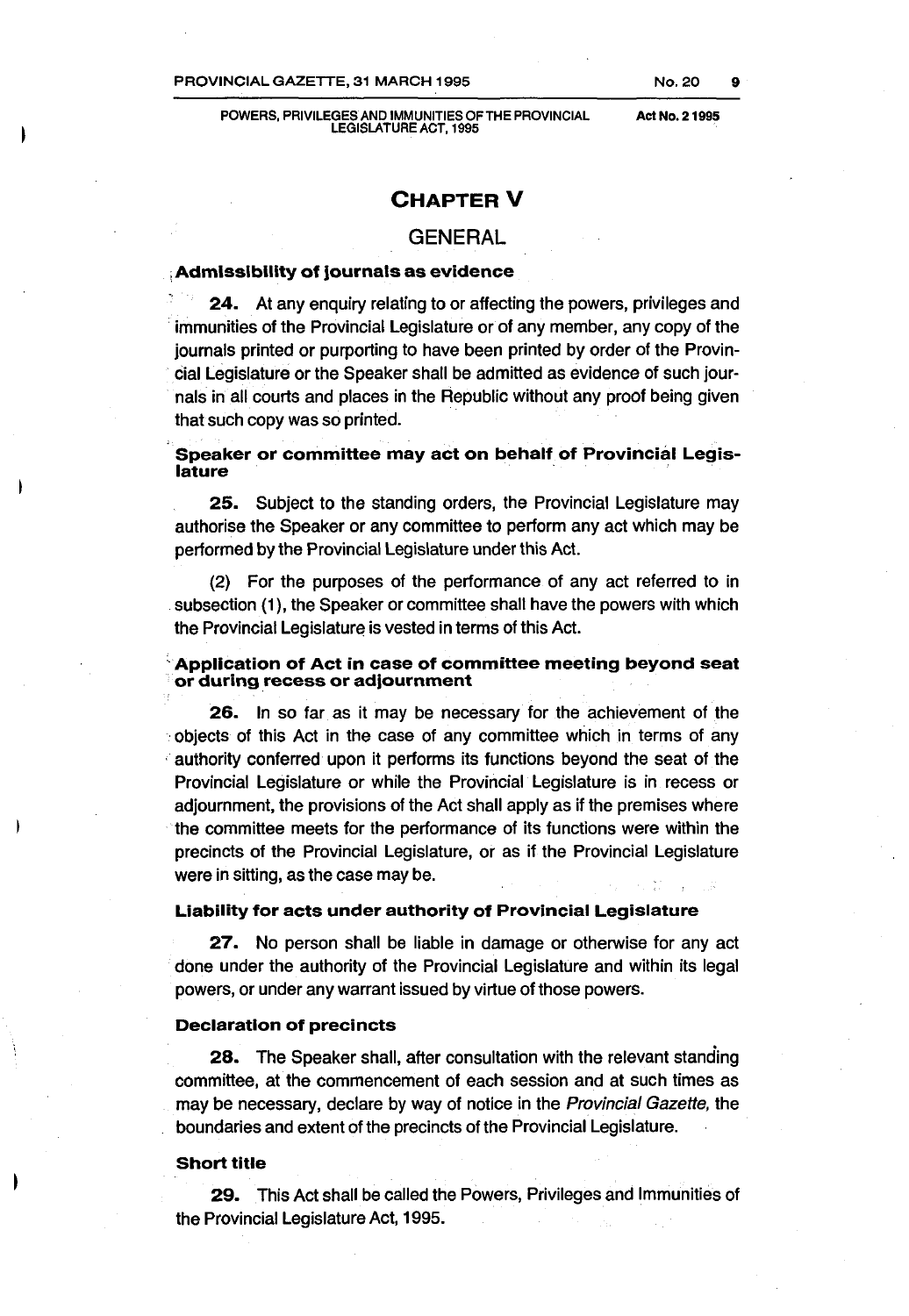## CHAPTER V

## GENERAL

### Admissibility of journals as evidence

**24.** At any enquiry relating to or affecting the powers, privileges and immunities of the Provincial Legislature or of any member, any copy of the journals printed or purporting to have been printed by order of the Provincial Legislature or the Speaker shall be admitted as evidence of such journals in all courts and places in the Republic without any proof being given that such copy was so printed.

### Speaker or committee may act on behalf of Provincial Legislature

**25.** Subject to the standing orders, the Provincial Legislature may authorise the Speaker or any committee to perform any act which may be performed by the Provincial Legislature under this Act.

(2) For the purposes of the performance of any act referred to in subsection (1), the Speaker or committee shall have the powers with which the Provincial Legislature is vested in terms of this Act.

### Application of Act in case of committee meeting beyond seat or during recess or adjournment

**26.** In so far as it may be necessary for the achievement of the objects of this Act in the case of any committee which in terms of any authority conferred upon it performs its functions beyond the seat of the Provincial Legislature or while the Provincial Legislature is in recess or adjournment, the provisions of the Act shall apply as if the premises where the committee meets for the performance of its functions were within the precincts of the Provincial Legislature, or as if the Provincial Legislature were in sitting, as the case may be.

### Liability for acts under authority of Provincial Legislature

**27.** No person shall be liable in damage or otherwise for any act done under the authority of the Provincial Legislature and within its legal powers, or under any warrant issued by virtue of those powers.

### Declaration of precincts

**28.** The Speaker shall, after consultation with the relevant standing committee, at the commencement of each session and at such times as may be necessary, declare by way of notice in the *Provincial Gazette,* the boundaries and extent of the precincts of the Provincial Legislature.

### Short title

**29.** This Act shall be called the Powers, Privileges and Immunities of the Provincial Legislature Act, 1995.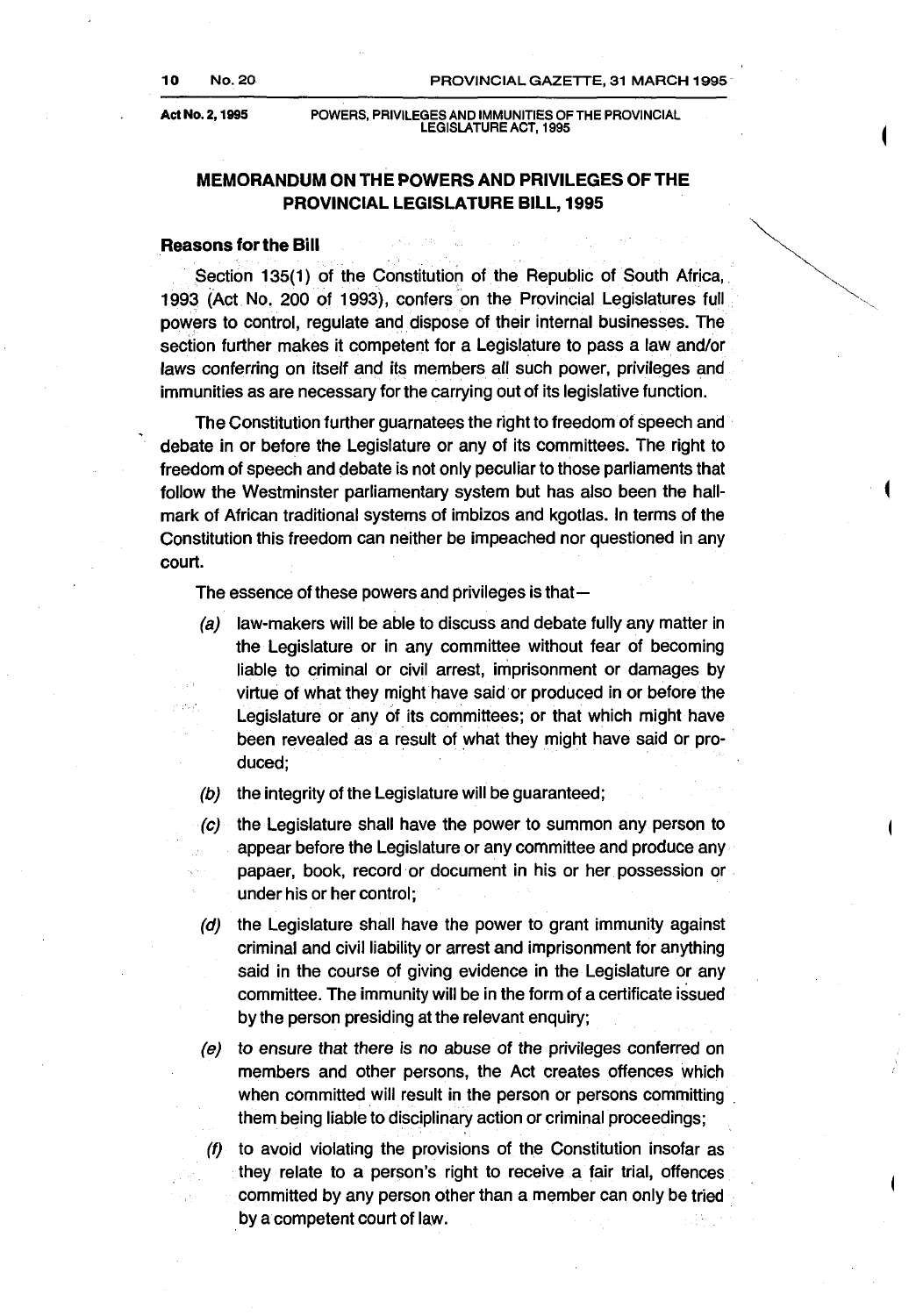## MEMORANDUM ON THE POWERS AND PRIVILEGES OF THE PROVINCIAL LEGISLATURE BILL, 1995

### Reasons for the Bill

Section 135(1) of the Constitution of the Republic of South Africa, 1993 (Act No. 200 of 1993), confers on the Provincial Legislatures full powers to control, regulate and dispose of their internal businesses. The section further makes it competent for a Legislature to pass a law and/or laws conferring on itself and its members all such power, privileges and immunities as are necessary for the carrying out of its legislative function.

The Constitution further guarnatees the right to freedom of speech and debate in or before the Legislature or any of its committees. The right to freedom of speech and debate is not only peculiar to those parliaments that follow the Westminster parliamentary system but has also been the hallmark of African traditional systems of imbizos and kgotlas. In terms of the Constitution this freedom can neither be impeached nor questioned in any court.

The essence of these powers and privileges is that—

*(a)* law-makers will be able to discuss and debate fully any matter in the Legislature or in any committee without fear of becoming liable to criminal or civil arrest, imprisonment or damages by virtue of what they might have said or produced in or before the Legislature or any of its committees; or that which might have been revealed as a result of what they might have said or produced;

*(b)* the integrity of the Legislature will be guaranteed;

*(c)* the Legislature shall have the power to summon any person to appear before the Legislature or any committee and produce any papaer, book, record or document in his or her possession or under his or her control;

*(d)* the Legislature shall have the power to grant immunity against criminal and civil liability or arrest and imprisonment for anything said in the course of giving evidence in the Legislature or any committee. The immunity will be in the form of a certificate issued by the person presiding at the relevant enquiry;

*(e)* to ensure that there is no abuse of the privileges conferred on members and other persons, the Act creates offences which when committed will result in the person or persons committing them being liable to disciplinary action or criminal proceedings;

*(f)* to avoid violating the provisions of the Constitution insofar as they relate to a person's right to receive a fair trial, offences committed by any person other than a member can only be tried by a competent court of law.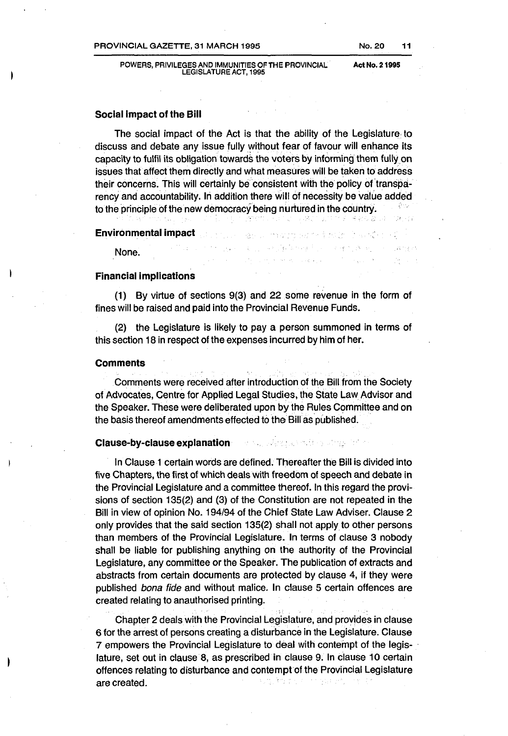### Social Impact of the Bill

The social impact of the Act is that the ability of the Legislature to discuss and debate any issue fully without fear of favour will enhance its capacity to fulfil its obligation towards the voters by informing them fully on issues that affect them directly and what measures will be taken to address their concerns. This will certainly be consistent with the policy of transparency and accountability. In addition there will of necessity be value added to the principle of the new democracy being nurtured in the country.

### Environmental impact

None.

### Financial implications

(1) By virtue of sections 9(3) and 22 some revenue in the form of fines will be raised and paid into the Provincial Revenue Funds.

(2) the Legislature is likely to pay a person summoned in terms of this section 18 in respect of the expenses incurred by him of her.

### Comments

Comments were received after introduction of the Bill from the Society of Advocates, Centre for Applied Legal Studies, the State Law Advisor and the Speaker. These were deliberated upon by the Rules Committee and on the basis thereof amendments effected to the Bill as published.

### Clause-by-clause explanation

In Clause 1 certain words are defined. Thereafter the Bill is divided into five Chapters, the first of which deals with freedom of speech and debate in the Provincial Legislature and a committee thereof. In this regard the provisions of section 135(2) and (3) of the Constitution are not repeated in the Bill in view of opinion No. 194/94 of the Chief State Law Adviser. Clause 2 only provides that the said section 135(2) shall not apply to other persons than members of the Provincial Legislature. In terms of clause 3 nobody shall be liable for publishing anything on the authority of the Provincial Legislature, any committee or the Speaker. The publication of extracts and abstracts from certain documents are protected by clause 4, if they were published *bona fide* and without malice. In clause 5 certain offences are created relating to anauthorised printing.

Chapter 2 deals with the Provincial Legislature, and provides in clause 6 for the arrest of persons creating a disturbance in the Legislature. Clause 7 empowers the Provincial Legislature to deal with contempt of the legislature, set out in clause 8, as prescribed in clause 9. In clause 10 certain offences relating to disturbance and contempt of the Provincial Legislature are created.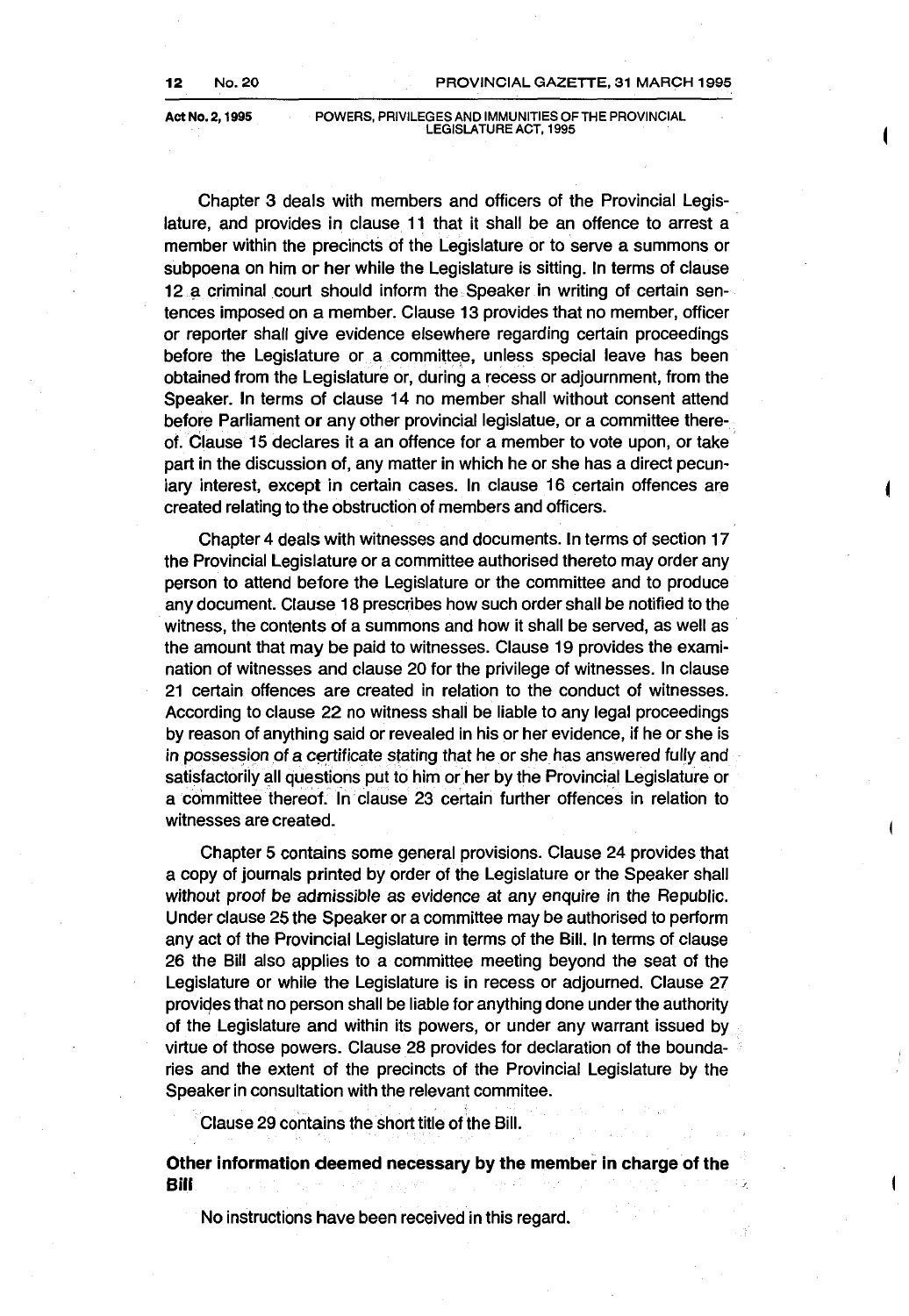Chapter 3 deals with members and officers of the Provincial Legislature, and provides in clause 11 that it shall be an offence to arrest a member within the precincts of the Legislature or to serve a summons or subpoena on him or her while the Legislature is sitting. In terms of clause 12 a criminal court should inform the Speaker in writing of certain sentences imposed on a member. Clause 13 provides that no member, officer or reporter shall give evidence elsewhere regarding certain proceedings before the Legislature or a committee, unless special leave has been obtained from the Legislature or, during a recess or adjournment, from the Speaker. In terms of clause 14 no member shall without consent attend before Parliament or any other provincial legislatue, or a committee thereof. Clause 15 declares it a an offence for a member to vote upon, or take part in the discussion of, any matter in which he or she has a direct pecuniary interest, except in certain cases. In clause 16 certain offences are created relating to the obstruction of members and officers.

Chapter 4 deals with witnesses and documents. In terms of section 17 the Provincial Legislature or a committee authorised thereto may order any person to attend before the Legislature or the committee and to produce any document. Clause 18 prescribes how such order shall be notified to the witness, the contents of a summons and how it shall be served, as well as the amount that may be paid to witnesses. Clause 19 provides the examination of witnesses and clause 20 for the privilege of witnesses. In clause 21 certain offences are created in relation to the conduct of witnesses. According to clause 22 no witness shall be liable to any legal proceedings by reason of anything said or revealed in his or her evidence, if he or she is in possession of a certificate stating that he or she has answered fully and satisfactorily all questions put to him or her by the Provincial Legislature or a committee thereof. In clause 23 certain further offences in relation to witnesses are created.

Chapter 5 contains some general provisions. Clause 24 provides that a copy of journals printed by order of the Legislature or the Speaker shall without proof be admissible as evidence at any enquire in the Republic. Under clause 25 the Speaker or a committee may be authorised to perform any act of the Provincial Legislature in terms of the Bill. In terms of clause 26 the Bill also applies to a committee meeting beyond the seat of the Legislature or while the Legislature is in recess or adjourned. Clause 27 provides that no person shall be liable for anything done under the authority of the Legislature and within its powers, or under any warrant issued by virtue of those powers. Clause 28 provides for declaration of the boundaries and the extent of the precincts of the Provincial Legislature by the Speaker in consultation with the relevant commitee.

Clause 29 contains the short title of the Bill.

**Other information deemed necessary by the member in charge of the Bill**

No instructions have been received in this regard.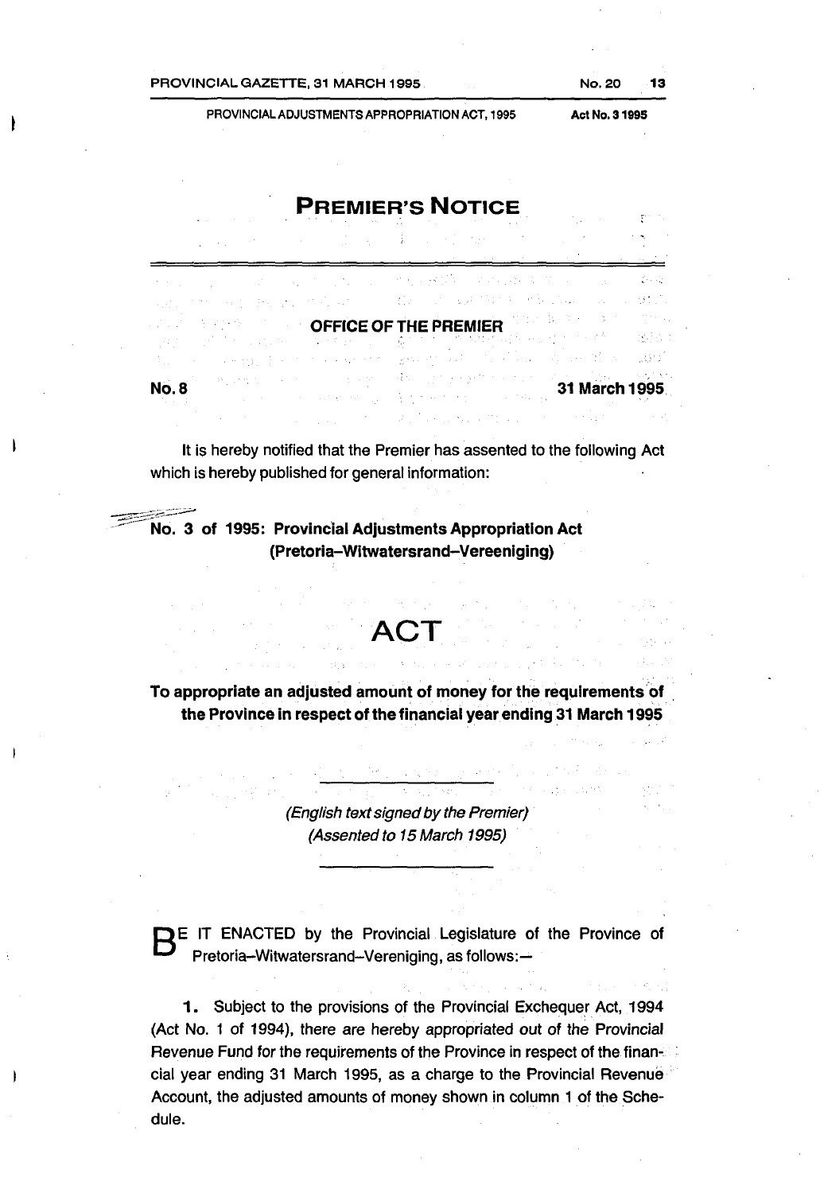# PREMIER'S NOTICE

## OFFICE OF THE PREMIER

**No. 8** **31 March 1995**

It is hereby notified that the Premier has assented to the following Act which is hereby published for general information:

**No. 3 of 1995: Provincial Adjustments Appropriation Act (Pretoria–Witwatersrand–Vereeniging)**

# ACT

**To appropriate an adjusted amount of money for the requirements of the Province in respect of the financial year ending 31 March 1995**

*(English text signed by the Premier)*
*(Assented to 15 March 1995)*

BE IT ENACTED by the Provincial Legislature of the Province of Pretoria–Witwatersrand–Vereniging, as follows:—

**1.** Subject to the provisions of the Provincial Exchequer Act, 1994 (Act No. 1 of 1994), there are hereby appropriated out of the Provincial Revenue Fund for the requirements of the Province in respect of the financial year ending 31 March 1995, as a charge to the Provincial Revenue Account, the adjusted amounts of money shown in column 1 of the Schedule.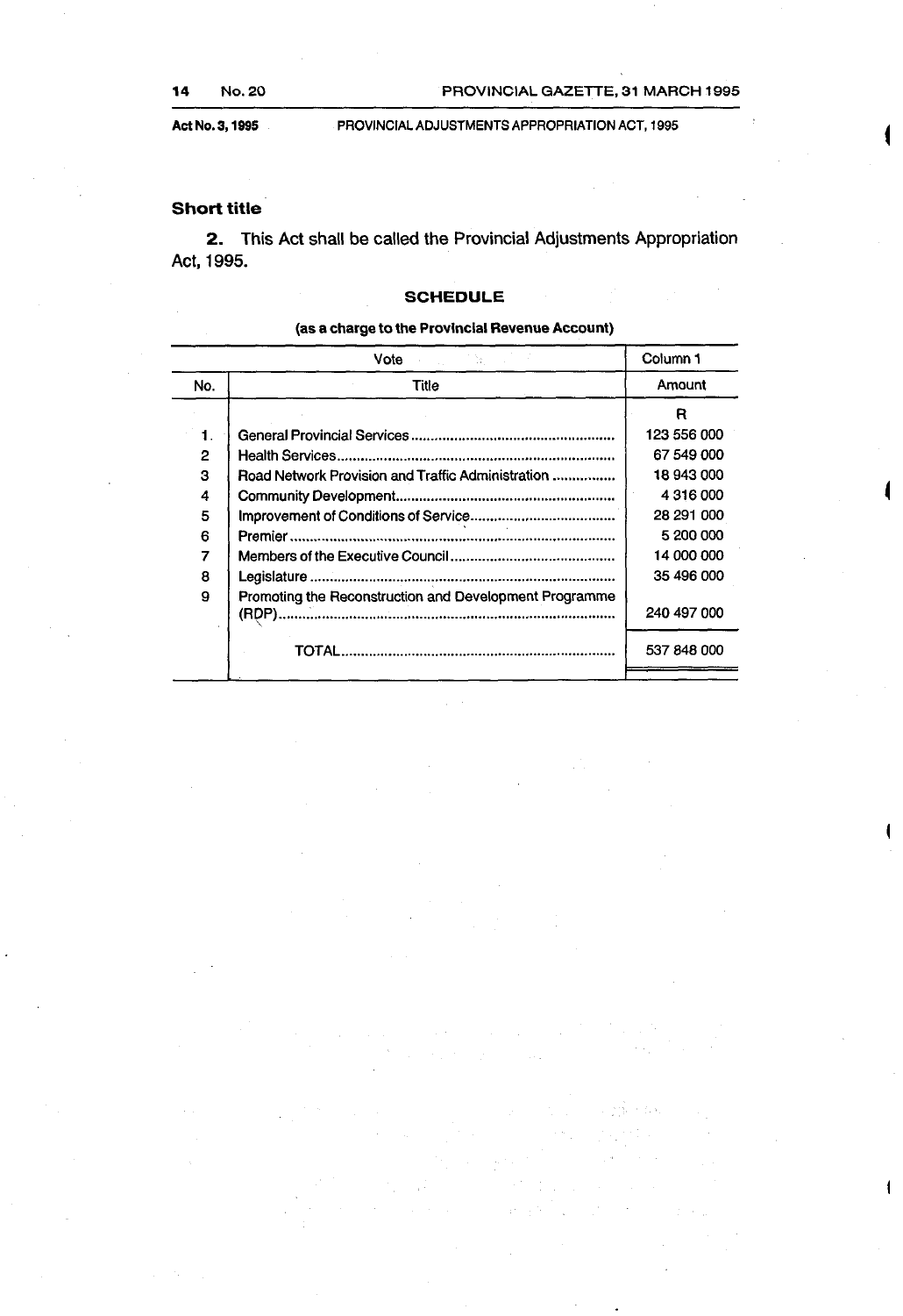### Short title

**2.** This Act shall be called the Provincial Adjustments Appropriation Act, 1995.

## SCHEDULE

**(as a charge to the Provincial Revenue Account)**

| Vote | | Column 1 |
|---|---|---|
| No. | Title | Amount |
| | | R |
| 1. | General Provincial Services | 123 556 000 |
| 2 | Health Services | 67 549 000 |
| 3 | Road Network Provision and Traffic Administration | 18 943 000 |
| 4 | Community Development | 4 316 000 |
| 5 | Improvement of Conditions of Service | 28 291 000 |
| 6 | Premier | 5 200 000 |
| 7 | Members of the Executive Council | 14 000 000 |
| 8 | Legislature | 35 496 000 |
| 9 | Promoting the Reconstruction and Development Programme (RDP) | 240 497 000 |
| | TOTAL | 537 848 000 |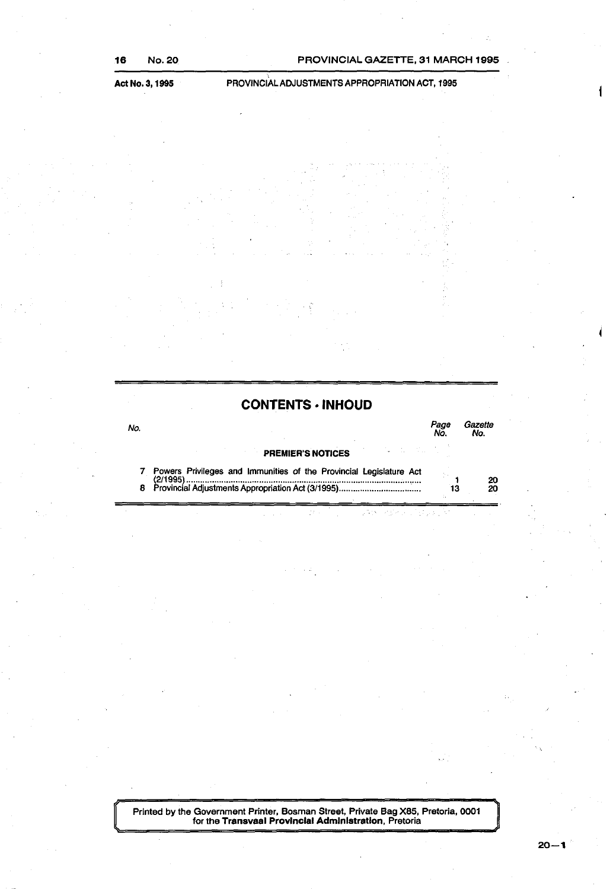## CONTENTS · INHOUD

| No. | | Page No. | Gazette No. |
|---|---|---|---|
| | **PREMIER'S NOTICES** | | |
| 7 | Powers Privileges and Immunities of the Provincial Legislature Act (2/1995) | 1 | 20 |
| 8 | Provincial Adjustments Appropriation Act (3/1995) | 13 | 20 |

Printed by the Government Printer, Bosman Street, Private Bag X85, Pretoria, 0001 for the **Transvaal Provincial Administration**, Pretoria